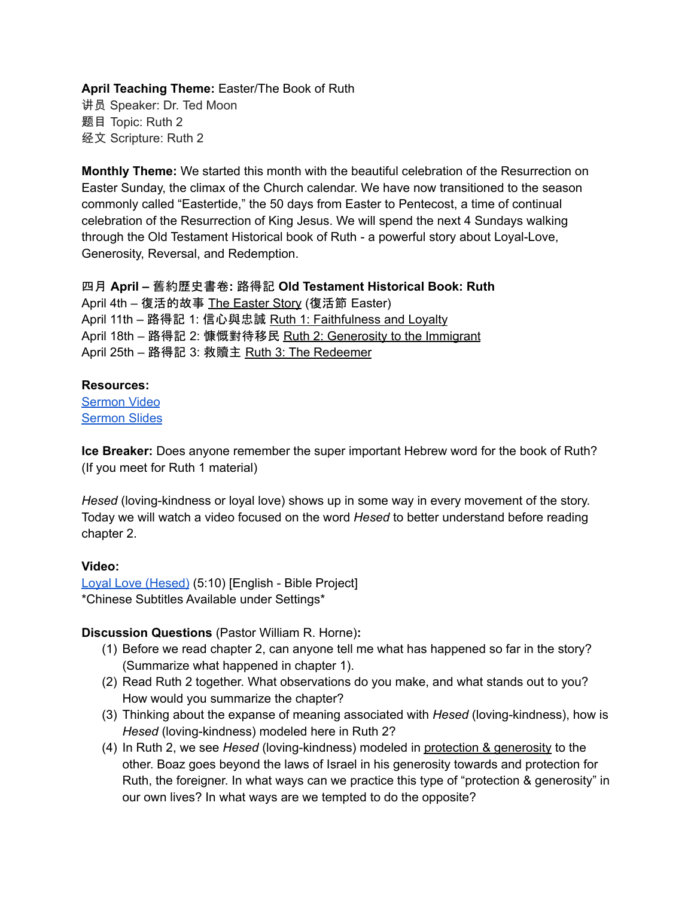**April Teaching Theme:** Easter/The Book of Ruth
讲员 Speaker: Dr. Ted Moon
题目 Topic: Ruth 2
经文 Scripture: Ruth 2

**Monthly Theme:** We started this month with the beautiful celebration of the Resurrection on Easter Sunday, the climax of the Church calendar. We have now transitioned to the season commonly called "Eastertide," the 50 days from Easter to Pentecost, a time of continual celebration of the Resurrection of King Jesus. We will spend the next 4 Sundays walking through the Old Testament Historical book of Ruth - a powerful story about Loyal-Love, Generosity, Reversal, and Redemption.

**四月 April – 舊約歷史書卷: 路得記 Old Testament Historical Book: Ruth**
April 4th – 復活的故事 The Easter Story (復活節 Easter)
April 11th – 路得記 1: 信心與忠誠 Ruth 1: Faithfulness and Loyalty
April 18th – 路得記 2: 慷慨對待移民 Ruth 2: Generosity to the Immigrant
April 25th – 路得記 3: 救贖主 Ruth 3: The Redeemer

**Resources:**
Sermon Video
Sermon Slides

**Ice Breaker:** Does anyone remember the super important Hebrew word for the book of Ruth? (If you meet for Ruth 1 material)

*Hesed* (loving-kindness or loyal love) shows up in some way in every movement of the story. Today we will watch a video focused on the word *Hesed* to better understand before reading chapter 2.

**Video:**
Loyal Love (Hesed) (5:10) [English - Bible Project]
*Chinese Subtitles Available under Settings*

**Discussion Questions** (Pastor William R. Horne)**:**

(1) Before we read chapter 2, can anyone tell me what has happened so far in the story? (Summarize what happened in chapter 1).
(2) Read Ruth 2 together. What observations do you make, and what stands out to you? How would you summarize the chapter?
(3) Thinking about the expanse of meaning associated with *Hesed* (loving-kindness), how is *Hesed* (loving-kindness) modeled here in Ruth 2?
(4) In Ruth 2, we see *Hesed* (loving-kindness) modeled in protection & generosity to the other. Boaz goes beyond the laws of Israel in his generosity towards and protection for Ruth, the foreigner. In what ways can we practice this type of "protection & generosity" in our own lives? In what ways are we tempted to do the opposite?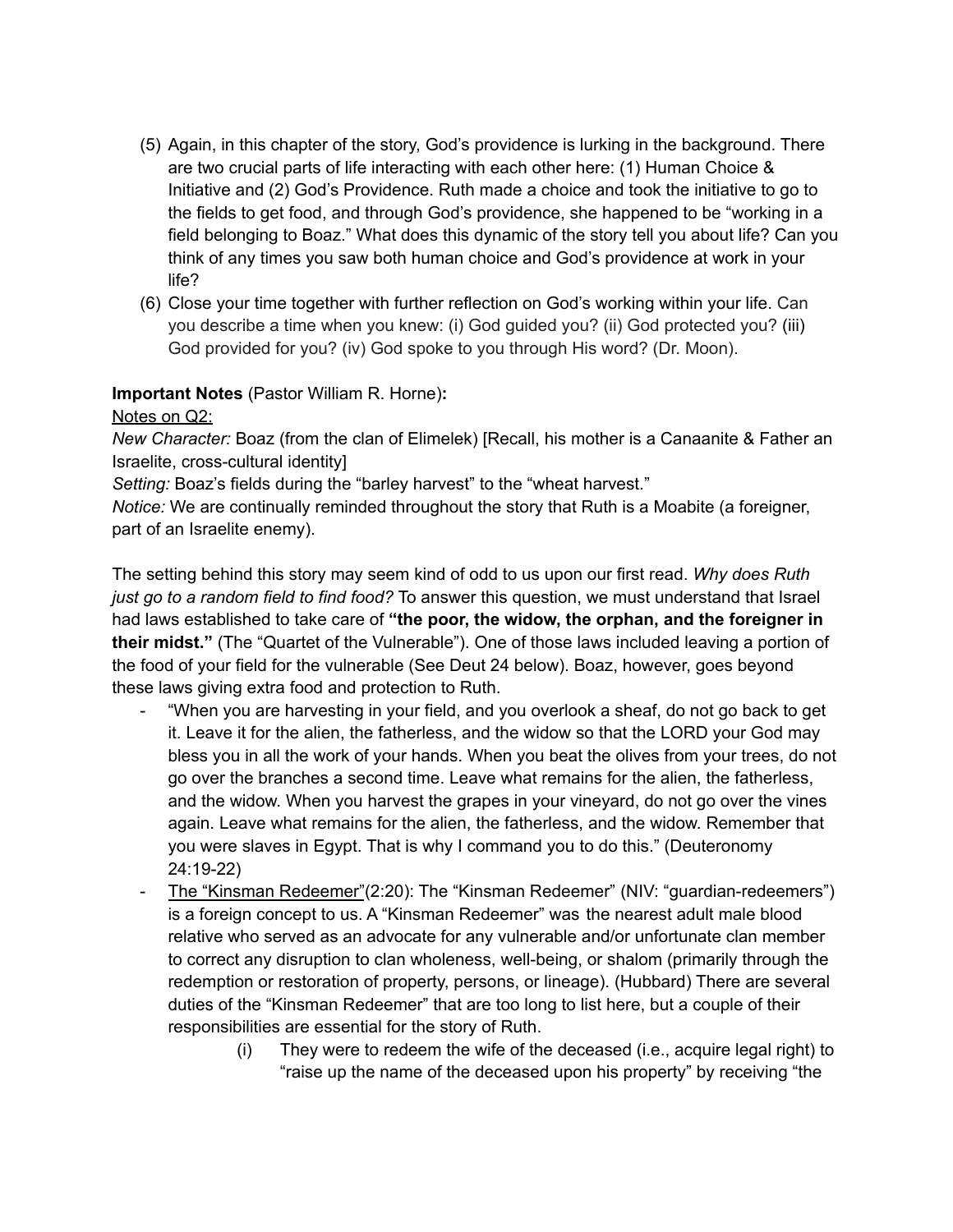(5) Again, in this chapter of the story, God's providence is lurking in the background. There are two crucial parts of life interacting with each other here: (1) Human Choice & Initiative and (2) God's Providence. Ruth made a choice and took the initiative to go to the fields to get food, and through God's providence, she happened to be "working in a field belonging to Boaz." What does this dynamic of the story tell you about life? Can you think of any times you saw both human choice and God's providence at work in your life?

(6) Close your time together with further reflection on God's working within your life. Can you describe a time when you knew: (i) God guided you? (ii) God protected you? (iii) God provided for you? (iv) God spoke to you through His word? (Dr. Moon).

**Important Notes** (Pastor William R. Horne)**:**

Notes on Q2:

*New Character:* Boaz (from the clan of Elimelek) [Recall, his mother is a Canaanite & Father an Israelite, cross-cultural identity]

*Setting:* Boaz's fields during the "barley harvest" to the "wheat harvest."

*Notice:* We are continually reminded throughout the story that Ruth is a Moabite (a foreigner, part of an Israelite enemy).

The setting behind this story may seem kind of odd to us upon our first read. *Why does Ruth just go to a random field to find food?* To answer this question, we must understand that Israel had laws established to take care of **"the poor, the widow, the orphan, and the foreigner in their midst."** (The "Quartet of the Vulnerable"). One of those laws included leaving a portion of the food of your field for the vulnerable (See Deut 24 below). Boaz, however, goes beyond these laws giving extra food and protection to Ruth.

- "When you are harvesting in your field, and you overlook a sheaf, do not go back to get it. Leave it for the alien, the fatherless, and the widow so that the LORD your God may bless you in all the work of your hands. When you beat the olives from your trees, do not go over the branches a second time. Leave what remains for the alien, the fatherless, and the widow. When you harvest the grapes in your vineyard, do not go over the vines again. Leave what remains for the alien, the fatherless, and the widow. Remember that you were slaves in Egypt. That is why I command you to do this." (Deuteronomy 24:19-22)
- The "Kinsman Redeemer"(2:20): The "Kinsman Redeemer" (NIV: "guardian-redeemers") is a foreign concept to us. A "Kinsman Redeemer" was the nearest adult male blood relative who served as an advocate for any vulnerable and/or unfortunate clan member to correct any disruption to clan wholeness, well-being, or shalom (primarily through the redemption or restoration of property, persons, or lineage). (Hubbard) There are several duties of the "Kinsman Redeemer" that are too long to list here, but a couple of their responsibilities are essential for the story of Ruth.
    - (i) They were to redeem the wife of the deceased (i.e., acquire legal right) to "raise up the name of the deceased upon his property" by receiving "the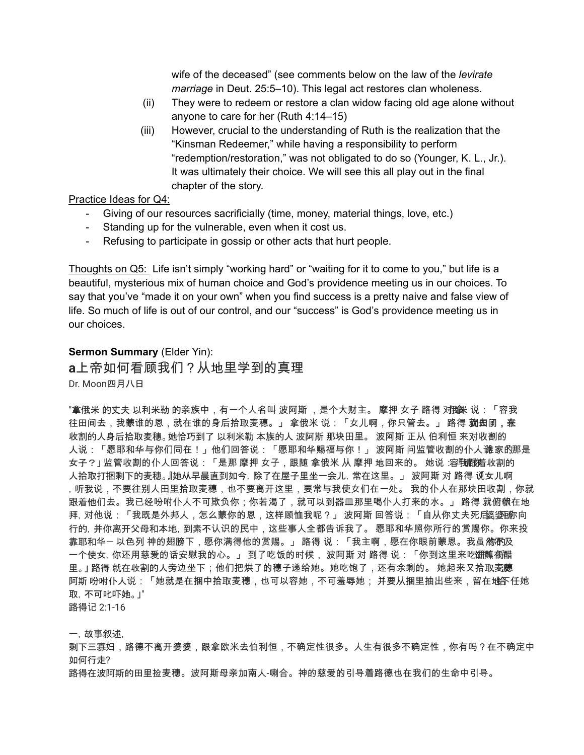wife of the deceased” (see comments below on the law of the *levirate marriage* in Deut. 25:5–10). This legal act restores clan wholeness.

(ii) They were to redeem or restore a clan widow facing old age alone without anyone to care for her (Ruth 4:14–15)

(iii) However, crucial to the understanding of Ruth is the realization that the “Kinsman Redeemer,” while having a responsibility to perform “redemption/restoration,” was not obligated to do so (Younger, K. L., Jr.). It was ultimately their choice. We will see this all play out in the final chapter of the story.

Practice Ideas for Q4:

- Giving of our resources sacrificially (time, money, material things, love, etc.)
- Standing up for the vulnerable, even when it cost us.
- Refusing to participate in gossip or other acts that hurt people.

Thoughts on Q5: Life isn’t simply “working hard” or “waiting for it to come to you,” but life is a beautiful, mysterious mix of human choice and God’s providence meeting us in our choices. To say that you’ve “made it on your own” when you find success is a pretty naive and false view of life. So much of life is out of our control, and our “success” is God’s providence meeting us in our choices.

**Sermon Summary** (Elder Yin):

## a上帝如何看顾我们？从地里学到的真理

Dr. Moon四月八日

"拿俄米 的丈夫 以利米勒 的亲族中，有一个人名叫 波阿斯 ，是个大财主。 摩押 女子 路得 对拿俄米 说：「容我往田间去，我蒙谁的恩，就在谁的身后拾取麦穗。」 拿俄米 说：「女儿啊，你只管去。」 路得 就去了，来到田间，在收割的人身后拾取麦穗。她恰巧到了 以利米勒 本族的人 波阿斯 那块田里。 波阿斯 正从 伯利恒 来对收割的人说：「愿耶和华与你们同在！」他们回答说：「愿耶和华赐福与你！」 波阿斯 问监管收割的仆人说：「那是谁家的女子？」监管收割的仆人回答说：「是那 摩押 女子，跟随 拿俄米 从 摩押 地回来的。 她说：『请你容我跟着收割的人拾取打捆剩下的麦穗。』她从早晨直到如今，除了在屋子里坐一会儿，常在这里。」 波阿斯 对 路得 说：「女儿啊，听我说，不要往别人田里拾取麦穗，也不要离开这里，要常与我使女们在一处。 我的仆人在那块田收割，你就跟着他们去。我已经吩咐仆人不可欺负你；你若渴了，就可以到器皿那里喝仆人打来的水。」 路得 就俯伏在地叩拜，对他说：「我既是外邦人，怎么蒙你的恩，这样顾恤我呢？」 波阿斯 回答说：「自从你丈夫死后，凡你向婆婆所行的，并你离开父母和本地，到素不认识的民中，这些事人全都告诉我了。 愿耶和华照你所行的赏赐你。你来投靠耶和华— 以色列 神的翅膀下，愿你满得他的赏赐。」 路得 说：「我主啊，愿在你眼前蒙恩。我虽然不及你的一个使女，你还用慈爱的话安慰我的心。」 到了吃饭的时候， 波阿斯 对 路得 说：「你到这里来吃饼，将饼蘸在醋里。」路得 就在收割的人旁边坐下；他们把烘了的穗子递给她。她吃饱了，还有余剩的。 她起来又拾取麦穗， 波阿斯 吩咐仆人说：「她就是在捆中拾取麦穗，也可以容她，不可羞辱她； 并要从捆里抽出些来，留在地下任她取，不可叱吓她。」"

路得记 2:1-16

一，故事叙述，

剩下三寡妇，路德不离开婆婆，跟拿欧米去伯利恒，不确定性很多。人生有很多不确定性，你有吗？在不确定中如何行走？

路得在波阿斯的田里捡麦穗。波阿斯母亲加南人-喇合。神的慈爱的引导着路德也在我们的生命中引导。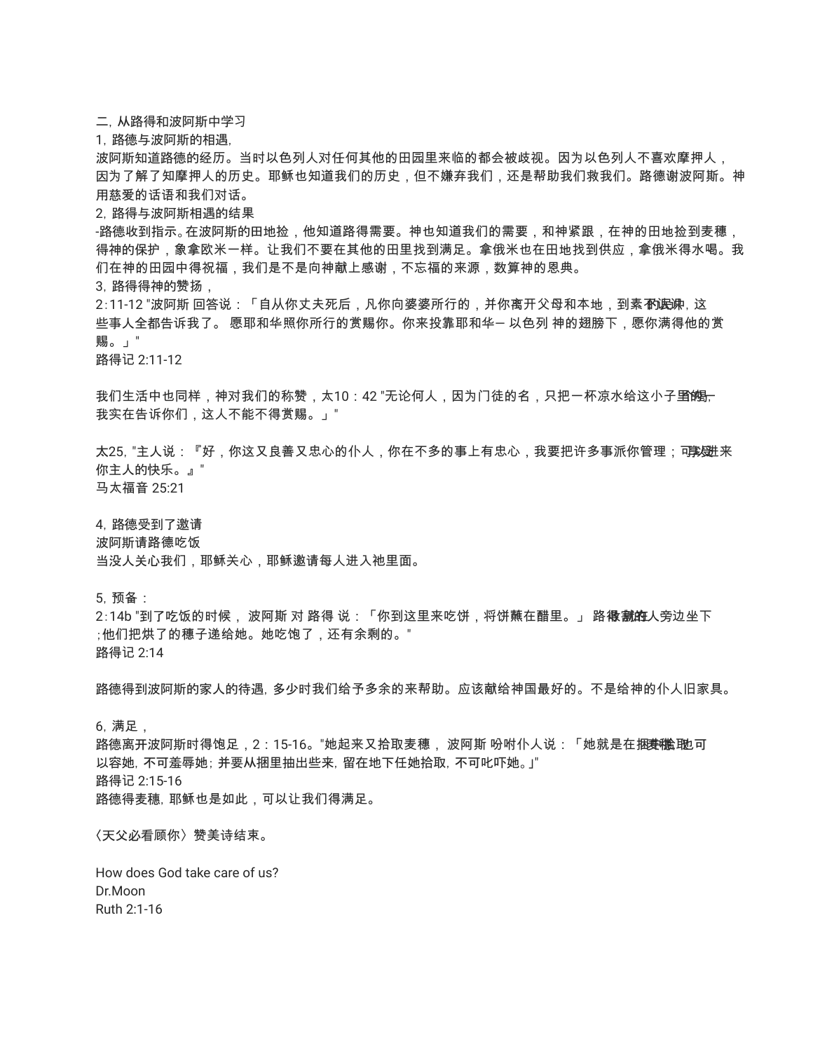二, 从路得和波阿斯中学习

1, 路德与波阿斯的相遇,

波阿斯知道路德的经历。当时以色列人对任何其他的田园里来临的都会被歧视。因为以色列人不喜欢摩押人，因为了解了知摩押人的历史。耶稣也知道我们的历史，但不嫌弃我们，还是帮助我们救我们。路德谢波阿斯。神用慈爱的话语和我们对话。

2, 路得与波阿斯相遇的结果

-路德收到指示。在波阿斯的田地捡，他知道路得需要。神也知道我们的需要，和神紧跟，在神的田地捡到麦穗，得神的保护，象拿欧米一样。让我们不要在其他的田里找到满足。拿俄米也在田地找到供应，拿俄米得水喝。我们在神的田园中得祝福，我们是不是向神献上感谢，不忘福的来源，数算神的恩典。

3, 路得得神的赞扬，

2:11-12 "波阿斯 回答说：「自从你丈夫死后，凡你向婆婆所行的，并你离开父母和本地，到素不认识的民中，这些事人全都告诉我了。 愿耶和华照你所行的赏赐你。你来投靠耶和华— 以色列 神的翅膀下，愿你满得他的赏赐。」"

路得记 2:11-12

我们生活中也同样，神对我们的称赞，太10：42 "无论何人，因为门徒的名，只把一杯凉水给这小子里的一个喝，我实在告诉你们，这人不能不得赏赐。」"

太25, "主人说：『好，你这又良善又忠心的仆人，你在不多的事上有忠心，我要把许多事派你管理；可以进来享受你主人的快乐。』"

马太福音 25:21

4, 路德受到了邀请

波阿斯请路德吃饭

当没人关心我们，耶稣关心，耶稣邀请每人进入祂里面。

5, 预备：

2:14b "到了吃饭的时候， 波阿斯 对 路得 说：「你到这里来吃饼，将饼蘸在醋里。」 路得 就在收割的人旁边坐下;他们把烘了的穗子递给她。她吃饱了，还有余剩的。"

路得记 2:14

路德得到波阿斯的家人的待遇, 多少时我们给予多余的来帮助。应该献给神国最好的。不是给神的仆人旧家具。

6, 满足，

路德离开波阿斯时得饱足，2：15-16。"她起来又拾取麦穗， 波阿斯 吩咐仆人说：「她就是在捆中拾取麦穗，也可以容她, 不可羞辱她; 并要从捆里抽出些来, 留在地下任她拾取, 不可叱吓她。」"

路得记 2:15-16

路德得麦穗, 耶稣也是如此，可以让我们得满足。

〈天父必看顾你〉赞美诗结束。

How does God take care of us?

Dr.Moon

Ruth 2:1-16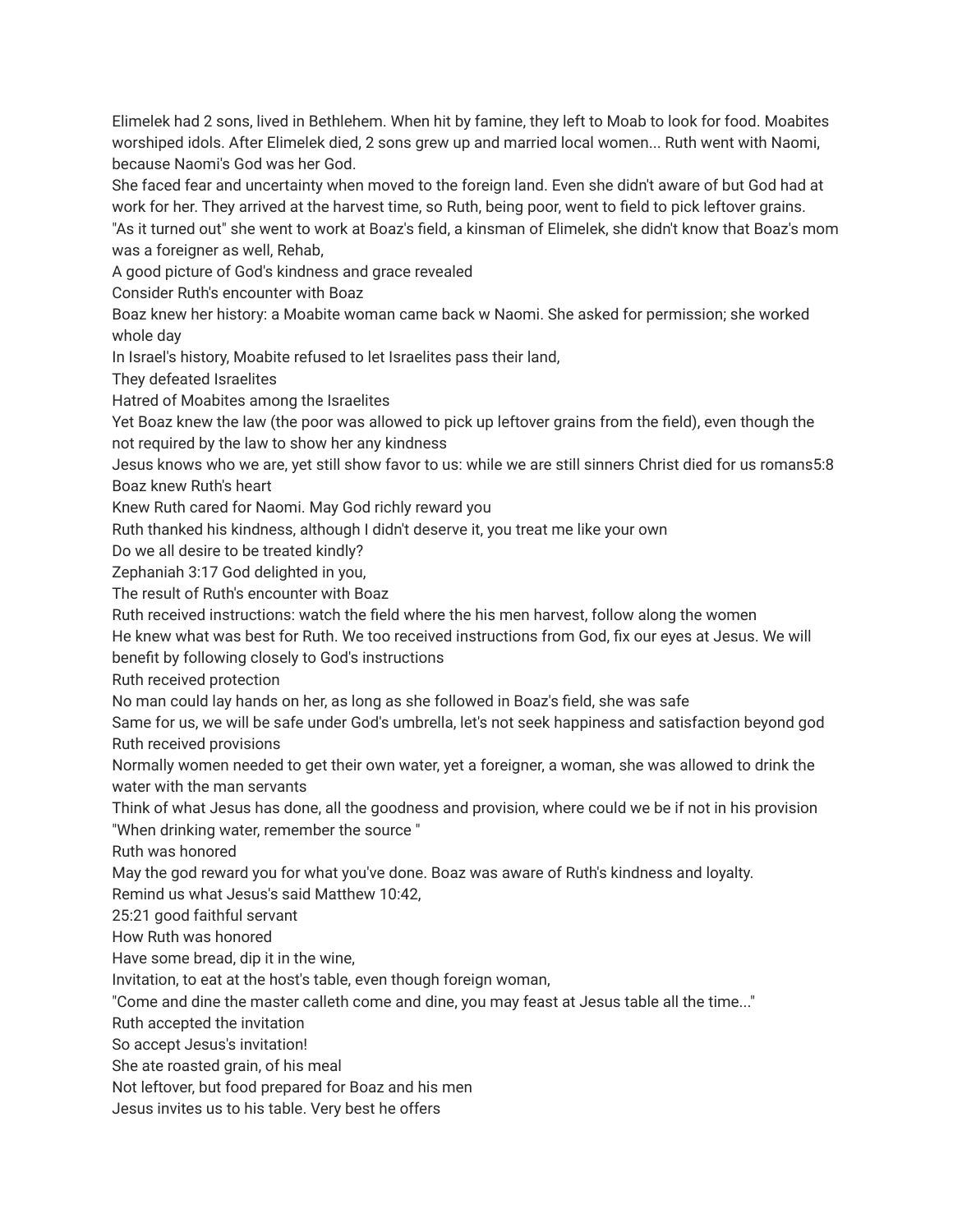Elimelek had 2 sons, lived in Bethlehem. When hit by famine, they left to Moab to look for food. Moabites worshiped idols. After Elimelek died, 2 sons grew up and married local women... Ruth went with Naomi, because Naomi's God was her God.

She faced fear and uncertainty when moved to the foreign land. Even she didn't aware of but God had at work for her. They arrived at the harvest time, so Ruth, being poor, went to field to pick leftover grains. "As it turned out" she went to work at Boaz's field, a kinsman of Elimelek, she didn't know that Boaz's mom was a foreigner as well, Rehab,

A good picture of God's kindness and grace revealed

Consider Ruth's encounter with Boaz

Boaz knew her history: a Moabite woman came back w Naomi. She asked for permission; she worked whole day

In Israel's history, Moabite refused to let Israelites pass their land,

They defeated Israelites

Hatred of Moabites among the Israelites

Yet Boaz knew the law (the poor was allowed to pick up leftover grains from the field), even though the not required by the law to show her any kindness

Jesus knows who we are, yet still show favor to us: while we are still sinners Christ died for us romans5:8

Boaz knew Ruth's heart

Knew Ruth cared for Naomi. May God richly reward you

Ruth thanked his kindness, although I didn't deserve it, you treat me like your own

Do we all desire to be treated kindly?

Zephaniah 3:17 God delighted in you,

The result of Ruth's encounter with Boaz

Ruth received instructions: watch the field where the his men harvest, follow along the women

He knew what was best for Ruth. We too received instructions from God, fix our eyes at Jesus. We will benefit by following closely to God's instructions

Ruth received protection

No man could lay hands on her, as long as she followed in Boaz's field, she was safe

Same for us, we will be safe under God's umbrella, let's not seek happiness and satisfaction beyond god

Ruth received provisions

Normally women needed to get their own water, yet a foreigner, a woman, she was allowed to drink the water with the man servants

Think of what Jesus has done, all the goodness and provision, where could we be if not in his provision

"When drinking water, remember the source "

Ruth was honored

May the god reward you for what you've done. Boaz was aware of Ruth's kindness and loyalty.

Remind us what Jesus's said Matthew 10:42,

25:21 good faithful servant

How Ruth was honored

Have some bread, dip it in the wine,

Invitation, to eat at the host's table, even though foreign woman,

"Come and dine the master calleth come and dine, you may feast at Jesus table all the time..."

Ruth accepted the invitation

So accept Jesus's invitation!

She ate roasted grain, of his meal

Not leftover, but food prepared for Boaz and his men

Jesus invites us to his table. Very best he offers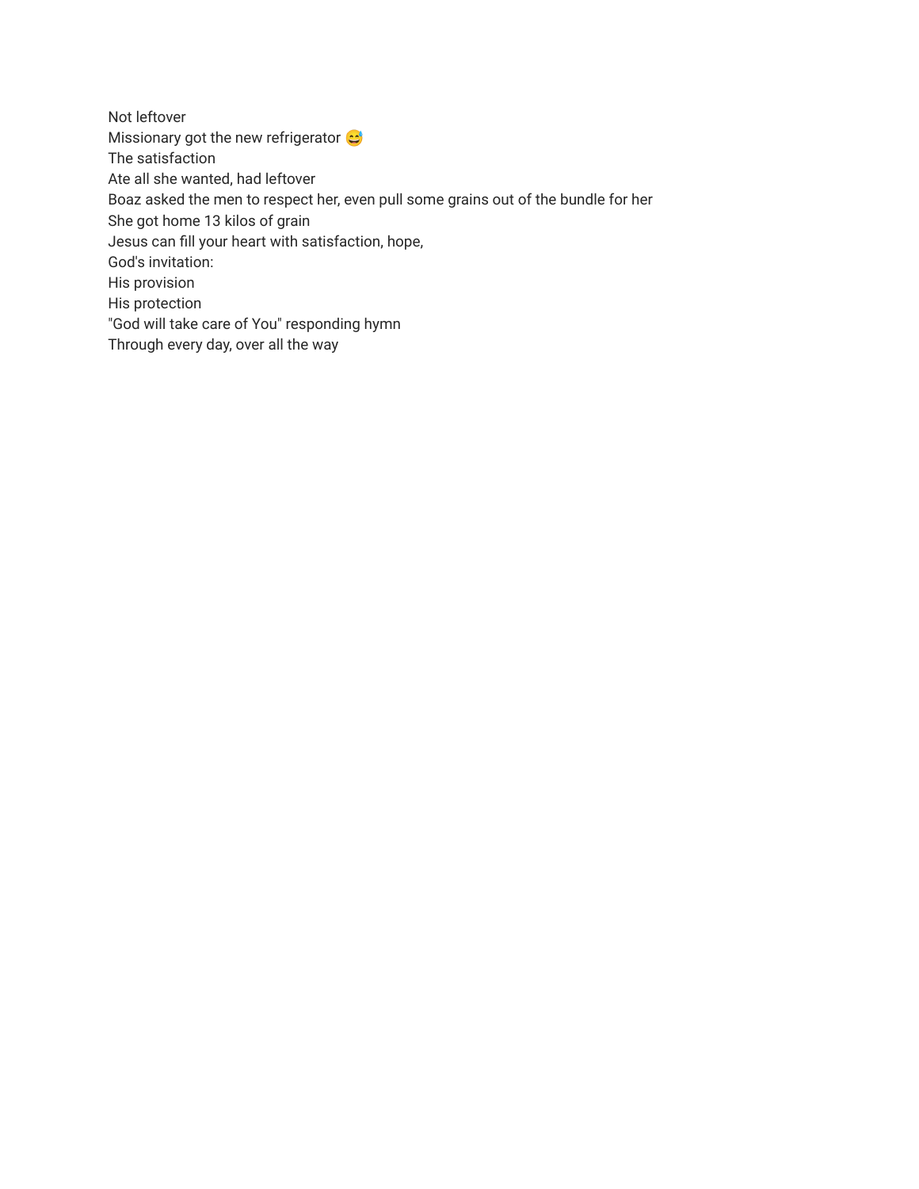Not leftover
Missionary got the new refrigerator 😅
The satisfaction
Ate all she wanted, had leftover
Boaz asked the men to respect her, even pull some grains out of the bundle for her
She got home 13 kilos of grain
Jesus can fill your heart with satisfaction, hope,
God's invitation:
His provision
His protection
"God will take care of You" responding hymn
Through every day, over all the way